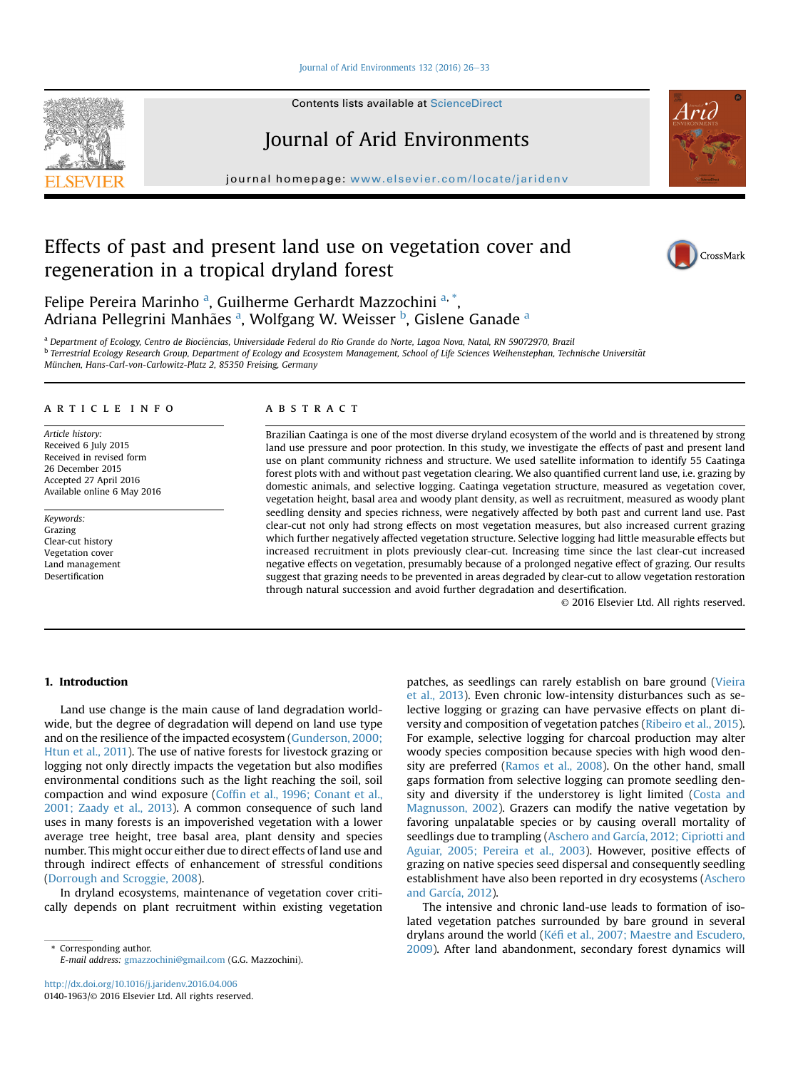Contents lists available at ScienceDirect

# Journal of Arid Environments

journal homepage: www.elsevier.com/locate/jaridenv

# Effects of past and present land use on vegetation cover and regeneration in a tropical dryland forest

Felipe Pereira Marinho [a], Guilherme Gerhardt Mazzochini [a,*], Adriana Pellegrini Manhães [a], Wolfgang W. Weisser [b], Gislene Ganade [a]

[a] Department of Ecology, Centro de Biociências, Universidade Federal do Rio Grande do Norte, Lagoa Nova, Natal, RN 59072970, Brazil
[b] Terrestrial Ecology Research Group, Department of Ecology and Ecosystem Management, School of Life Sciences Weihenstephan, Technische Universität München, Hans-Carl-von-Carlowitz-Platz 2, 85350 Freising, Germany

ARTICLE INFO

*Article history:*
Received 6 July 2015
Received in revised form 26 December 2015
Accepted 27 April 2016
Available online 6 May 2016

*Keywords:*
Grazing
Clear-cut history
Vegetation cover
Land management
Desertification

ABSTRACT

Brazilian Caatinga is one of the most diverse dryland ecosystem of the world and is threatened by strong land use pressure and poor protection. In this study, we investigate the effects of past and present land use on plant community richness and structure. We used satellite information to identify 55 Caatinga forest plots with and without past vegetation clearing. We also quantified current land use, i.e. grazing by domestic animals, and selective logging. Caatinga vegetation structure, measured as vegetation cover, vegetation height, basal area and woody plant density, as well as recruitment, measured as woody plant seedling density and species richness, were negatively affected by both past and current land use. Past clear-cut not only had strong effects on most vegetation measures, but also increased current grazing which further negatively affected vegetation structure. Selective logging had little measurable effects but increased recruitment in plots previously clear-cut. Increasing time since the last clear-cut increased negative effects on vegetation, presumably because of a prolonged negative effect of grazing. Our results suggest that grazing needs to be prevented in areas degraded by clear-cut to allow vegetation restoration through natural succession and avoid further degradation and desertification.

© 2016 Elsevier Ltd. All rights reserved.

## 1. Introduction

Land use change is the main cause of land degradation worldwide, but the degree of degradation will depend on land use type and on the resilience of the impacted ecosystem (Gunderson, 2000; Htun et al., 2011). The use of native forests for livestock grazing or logging not only directly impacts the vegetation but also modifies environmental conditions such as the light reaching the soil, soil compaction and wind exposure (Coffin et al., 1996; Conant et al., 2001; Zaady et al., 2013). A common consequence of such land uses in many forests is an impoverished vegetation with a lower average tree height, tree basal area, plant density and species number. This might occur either due to direct effects of land use and through indirect effects of enhancement of stressful conditions (Dorrough and Scroggie, 2008).

In dryland ecosystems, maintenance of vegetation cover critically depends on plant recruitment within existing vegetation patches, as seedlings can rarely establish on bare ground (Vieira et al., 2013). Even chronic low-intensity disturbances such as selective logging or grazing can have pervasive effects on plant diversity and composition of vegetation patches (Ribeiro et al., 2015). For example, selective logging for charcoal production may alter woody species composition because species with high wood density are preferred (Ramos et al., 2008). On the other hand, small gaps formation from selective logging can promote seedling density and diversity if the understorey is light limited (Costa and Magnusson, 2002). Grazers can modify the native vegetation by favoring unpalatable species or by causing overall mortality of seedlings due to trampling (Aschero and García, 2012; Cipriotti and Aguiar, 2005; Pereira et al., 2003). However, positive effects of grazing on native species seed dispersal and consequently seedling establishment have also been reported in dry ecosystems (Aschero and García, 2012).

The intensive and chronic land-use leads to formation of isolated vegetation patches surrounded by bare ground in several drylans around the world (Kéfi et al., 2007; Maestre and Escudero, 2009). After land abandonment, secondary forest dynamics will

\* Corresponding author.
*E-mail address:* gmazzochini@gmail.com (G.G. Mazzochini).

http://dx.doi.org/10.1016/j.jaridenv.2016.04.006
0140-1963/© 2016 Elsevier Ltd. All rights reserved.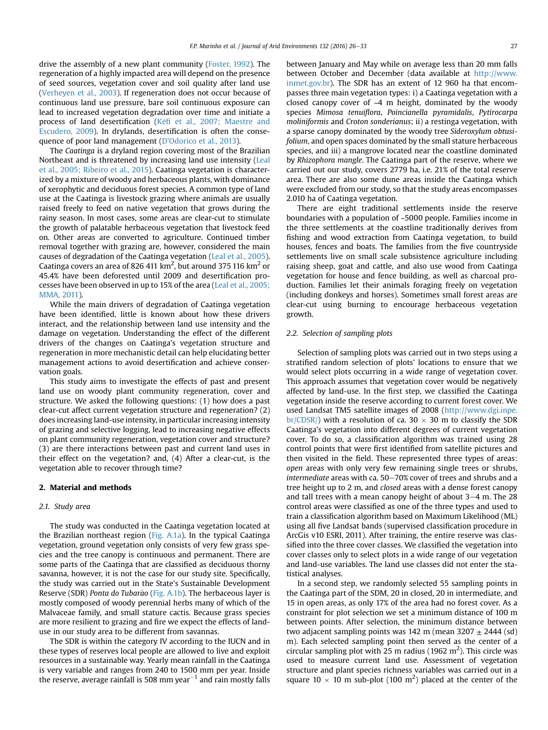drive the assembly of a new plant community (Foster, 1992). The regeneration of a highly impacted area will depend on the presence of seed sources, vegetation cover and soil quality after land use (Verheyen et al., 2003). If regeneration does not occur because of continuous land use pressure, bare soil continuous exposure can lead to increased vegetation degradation over time and initiate a process of land desertification (Kéfi et al., 2007; Maestre and Escudero, 2009). In drylands, desertification is often the consequence of poor land management (D'Odorico et al., 2013).

The *Caatinga* is a dryland region covering most of the Brazilian Northeast and is threatened by increasing land use intensity (Leal et al., 2005; Ribeiro et al., 2015). Caatinga vegetation is characterized by a mixture of woody and herbaceous plants, with dominance of xerophytic and deciduous forest species. A common type of land use at the Caatinga is livestock grazing where animals are usually raised freely to feed on native vegetation that grows during the rainy season. In most cases, some areas are clear-cut to stimulate the growth of palatable herbaceous vegetation that livestock feed on. Other areas are converted to agriculture. Continued timber removal together with grazing are, however, considered the main causes of degradation of the Caatinga vegetation (Leal et al., 2005). Caatinga covers an area of 826 411 km$^2$, but around 375 116 km$^2$ or 45.4% have been deforested until 2009 and desertification processes have been observed in up to 15% of the area (Leal et al., 2005; MMA, 2011).

While the main drivers of degradation of Caatinga vegetation have been identified, little is known about how these drivers interact, and the relationship between land use intensity and the damage on vegetation. Understanding the effect of the different drivers of the changes on Caatinga's vegetation structure and regeneration in more mechanistic detail can help elucidating better management actions to avoid desertification and achieve conservation goals.

This study aims to investigate the effects of past and present land use on woody plant community regeneration, cover and structure. We asked the following questions: (1) how does a past clear-cut affect current vegetation structure and regeneration? (2) does increasing land-use intensity, in particular increasing intensity of grazing and selective logging, lead to increasing negative effects on plant community regeneration, vegetation cover and structure? (3) are there interactions between past and current land uses in their effect on the vegetation? and, (4) After a clear-cut, is the vegetation able to recover through time?

## 2. Material and methods

### 2.1. Study area

The study was conducted in the Caatinga vegetation located at the Brazilian northeast region (Fig. A.1a). In the typical Caatinga vegetation, ground vegetation only consists of very few grass species and the tree canopy is continuous and permanent. There are some parts of the Caatinga that are classified as deciduous thorny savanna, however, it is not the case for our study site. Specifically, the study was carried out in the State's Sustainable Development Reserve (SDR) *Ponta do Tubarão* (Fig. A.1b). The herbaceous layer is mostly composed of woody perennial herbs many of which of the Malvaceae family, and small stature cactis. Because grass species are more resilient to grazing and fire we expect the effects of land-use in our study area to be different from savannas.

The SDR is within the category IV according to the IUCN and in these types of reserves local people are allowed to live and exploit resources in a sustainable way. Yearly mean rainfall in the Caatinga is very variable and ranges from 240 to 1500 mm per year. Inside the reserve, average rainfall is 508 mm year$^{-1}$ and rain mostly falls between January and May while on average less than 20 mm falls between October and December (data available at http://www.inmet.gov.br). The SDR has an extent of 12 960 ha that encompasses three main vegetation types: i) a Caatinga vegetation with a closed canopy cover of ~4 m height, dominated by the woody species *Mimosa tenuiflora*, *Poincianella pyramidalis*, *Pytirocarpa moliniformis* and *Croton sonderianus*; ii) a restinga vegetation, with a sparse canopy dominated by the woody tree *Sideroxylum obtusifolium*, and open spaces dominated by the small stature herbaceous species, and iii) a mangrove located near the coastline dominated by *Rhizophora mangle*. The Caatinga part of the reserve, where we carried out our study, covers 2779 ha, i.e. 21% of the total reserve area. There are also some dune areas inside the Caatinga which were excluded from our study, so that the study areas encompasses 2.010 ha of Caatinga vegetation.

There are eight traditional settlements inside the reserve boundaries with a population of ~5000 people. Families income in the three settlements at the coastline traditionally derives from fishing and wood extraction from Caatinga vegetation, to build houses, fences and boats. The families from the five countryside settlements live on small scale subsistence agriculture including raising sheep, goat and cattle, and also use wood from Caatinga vegetation for house and fence building, as well as charcoal production. Families let their animals foraging freely on vegetation (including donkeys and horses). Sometimes small forest areas are clear-cut using burning to encourage herbaceous vegetation growth.

### 2.2. Selection of sampling plots

Selection of sampling plots was carried out in two steps using a stratified random selection of plots' locations to ensure that we would select plots occurring in a wide range of vegetation cover. This approach assumes that vegetation cover would be negatively affected by land-use. In the first step, we classified the Caatinga vegetation inside the reserve according to current forest cover. We used Landsat TM5 satellite images of 2008 (http://www.dgi.inpe.br/CDSR/) with a resolution of ca. 30 × 30 m to classify the SDR Caatinga's vegetation into different degrees of current vegetation cover. To do so, a classification algorithm was trained using 28 control points that were first identified from satellite pictures and then visited in the field. These represented three types of areas: *open* areas with only very few remaining single trees or shrubs, *intermediate* areas with ca. 50–70% cover of trees and shrubs and a tree height up to 2 m, and *closed* areas with a dense forest canopy and tall trees with a mean canopy height of about 3–4 m. The 28 control areas were classified as one of the three types and used to train a classification algorithm based on Maximum Likelihood (ML) using all five Landsat bands (supervised classification procedure in ArcGis v10 ESRI, 2011). After training, the entire reserve was classified into the three cover classes. We classified the vegetation into cover classes only to select plots in a wide range of our vegetation and land-use variables. The land use classes did not enter the statistical analyses.

In a second step, we randomly selected 55 sampling points in the Caatinga part of the SDM, 20 in closed, 20 in intermediate, and 15 in open areas, as only 17% of the area had no forest cover. As a constraint for plot selection we set a minimum distance of 100 m between points. After selection, the minimum distance between two adjacent sampling points was 142 m (mean 3207 ± 2444 (sd) m). Each selected sampling point then served as the center of a circular sampling plot with 25 m radius (1962 m$^2$). This circle was used to measure current land use. Assessment of vegetation structure and plant species richness variables was carried out in a square 10 × 10 m sub-plot (100 m$^2$) placed at the center of the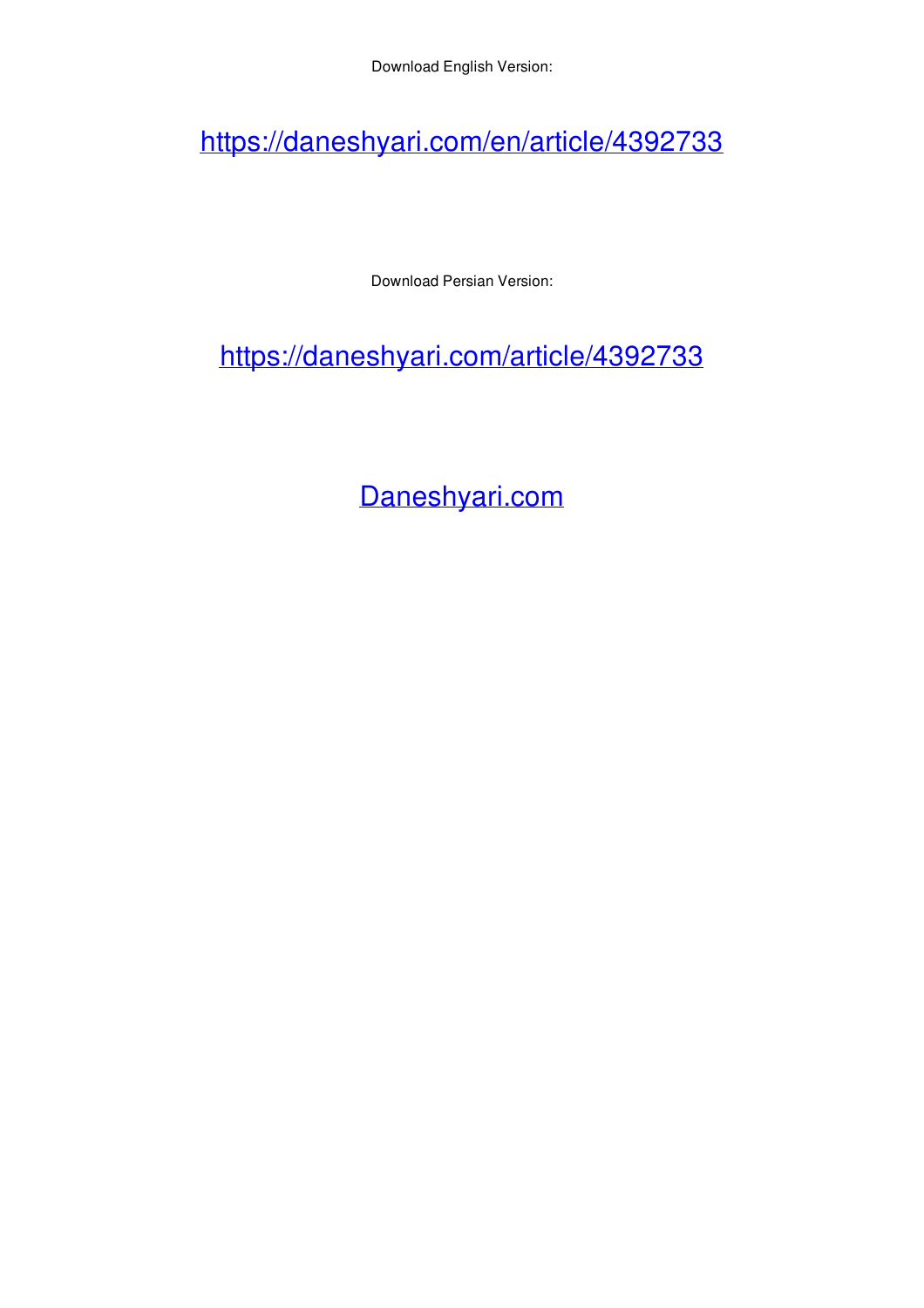Download English Version:

https://daneshyari.com/en/article/4392733

Download Persian Version:

https://daneshyari.com/article/4392733

Daneshyari.com